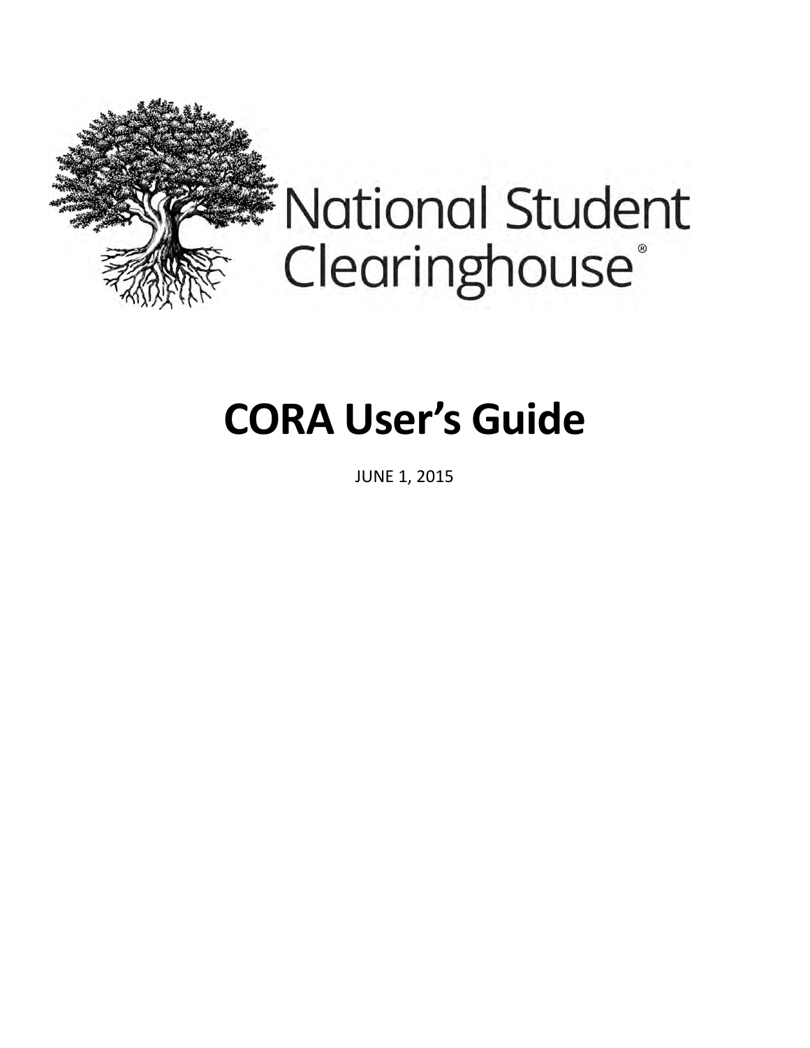National Student Clearinghouse®

# CORA User's Guide

JUNE 1, 2015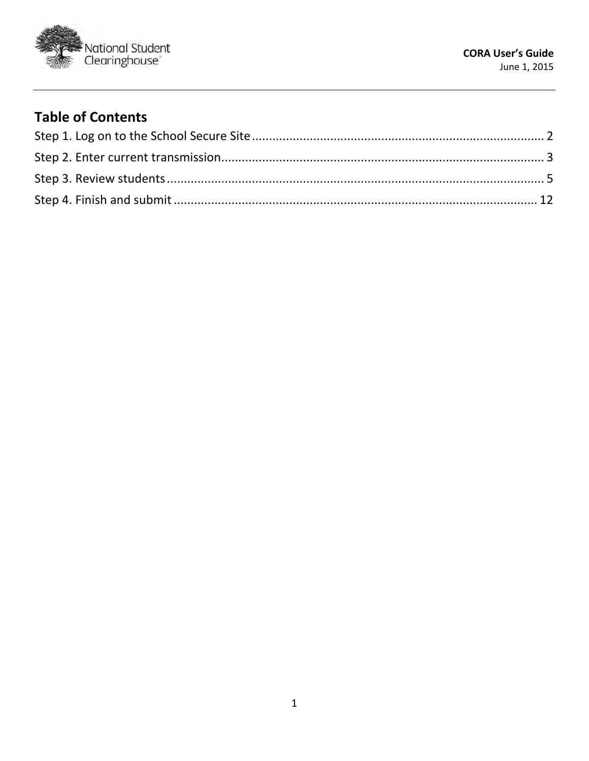## Table of Contents

Step 1. Log on to the School Secure Site ........................................................................................ 2

Step 2. Enter current transmission................................................................................................ 3

Step 3. Review students .................................................................................................................. 5

Step 4. Finish and submit .............................................................................................................. 12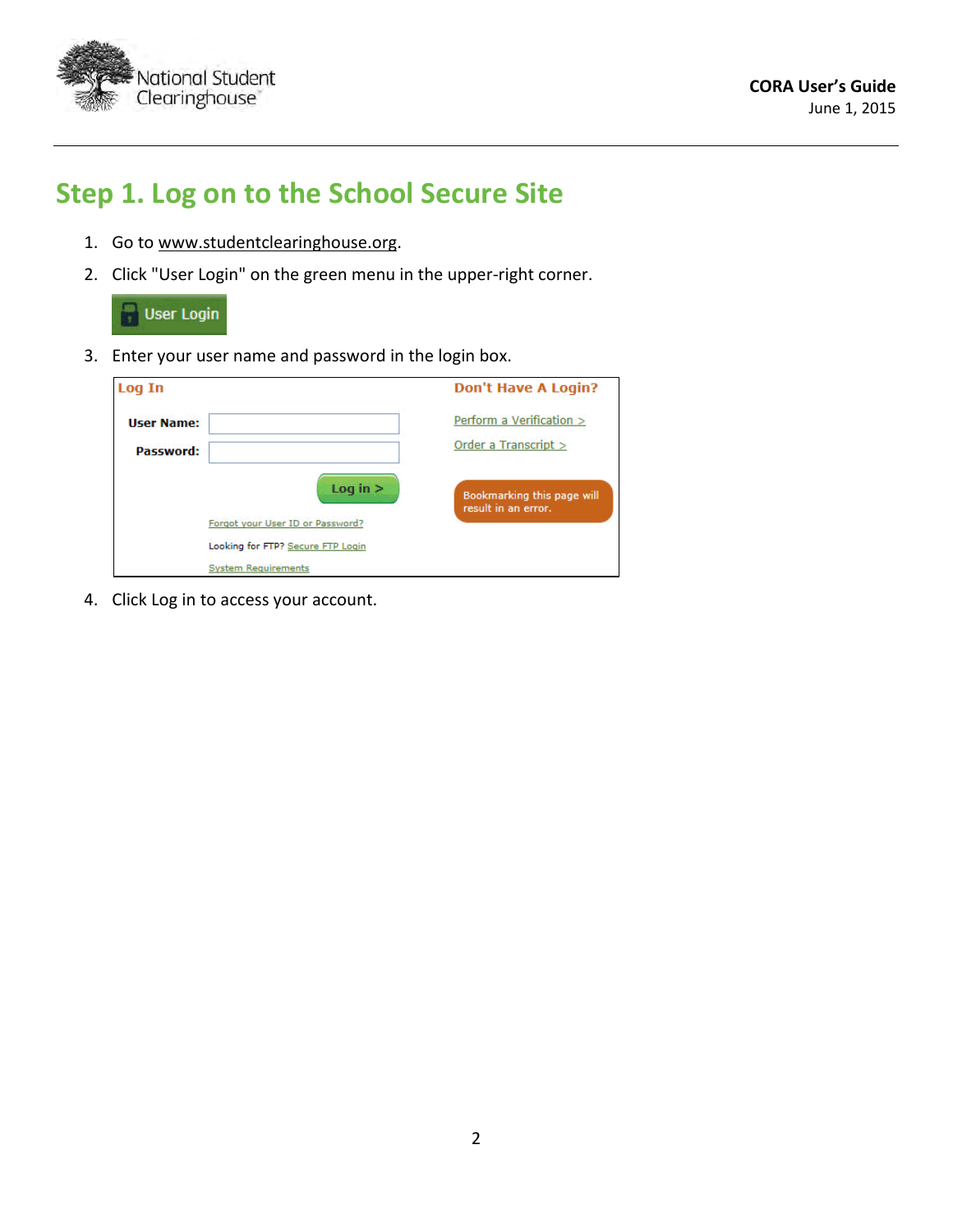# Step 1. Log on to the School Secure Site

1. Go to www.studentclearinghouse.org.
2. Click "User Login" on the green menu in the upper-right corner.
3. Enter your user name and password in the login box.
4. Click Log in to access your account.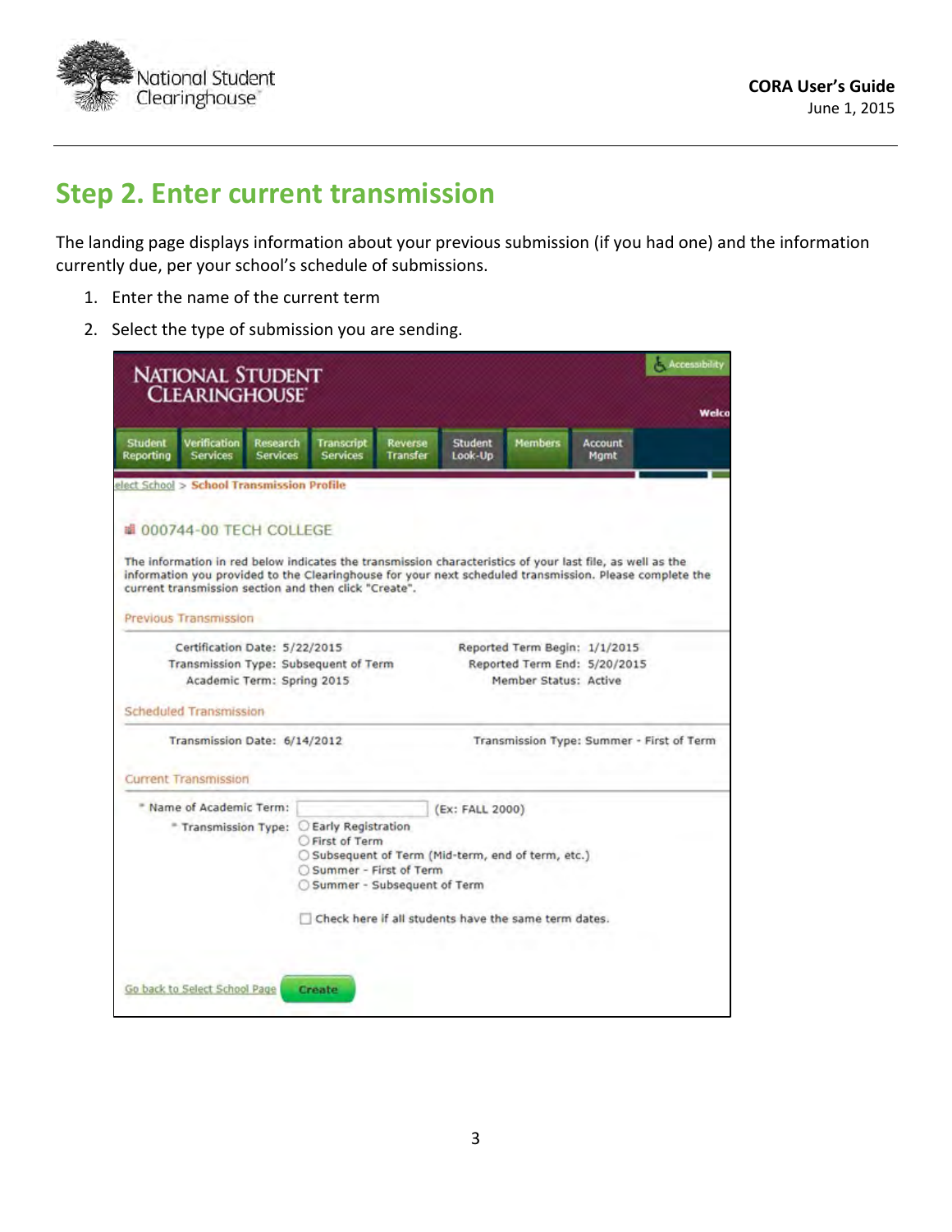## Step 2. Enter current transmission

The landing page displays information about your previous submission (if you had one) and the information currently due, per your school's schedule of submissions.

1. Enter the name of the current term
2. Select the type of submission you are sending.

NATIONAL STUDENT CLEARINGHOUSE

Accessibility

Student Reporting | Verification Services | Research Services | Transcript Services | Reverse Transfer | Student Look-Up | Members | Account Mgmt

elect School > School Transmission Profile

000744-00 TECH COLLEGE

The information in red below indicates the transmission characteristics of your last file, as well as the information you provided to the Clearinghouse for your next scheduled transmission. Please complete the current transmission section and then click "Create".

Previous Transmission

Certification Date: 5/22/2015
Transmission Type: Subsequent of Term
Academic Term: Spring 2015
Reported Term Begin: 1/1/2015
Reported Term End: 5/20/2015
Member Status: Active

Scheduled Transmission

Transmission Date: 6/14/2012
Transmission Type: Summer - First of Term

Current Transmission

\* Name of Academic Term: (Ex: FALL 2000)

\* Transmission Type:
- Early Registration
- First of Term
- Subsequent of Term (Mid-term, end of term, etc.)
- Summer - First of Term
- Summer - Subsequent of Term

Check here if all students have the same term dates.

Go back to Select School Page | Create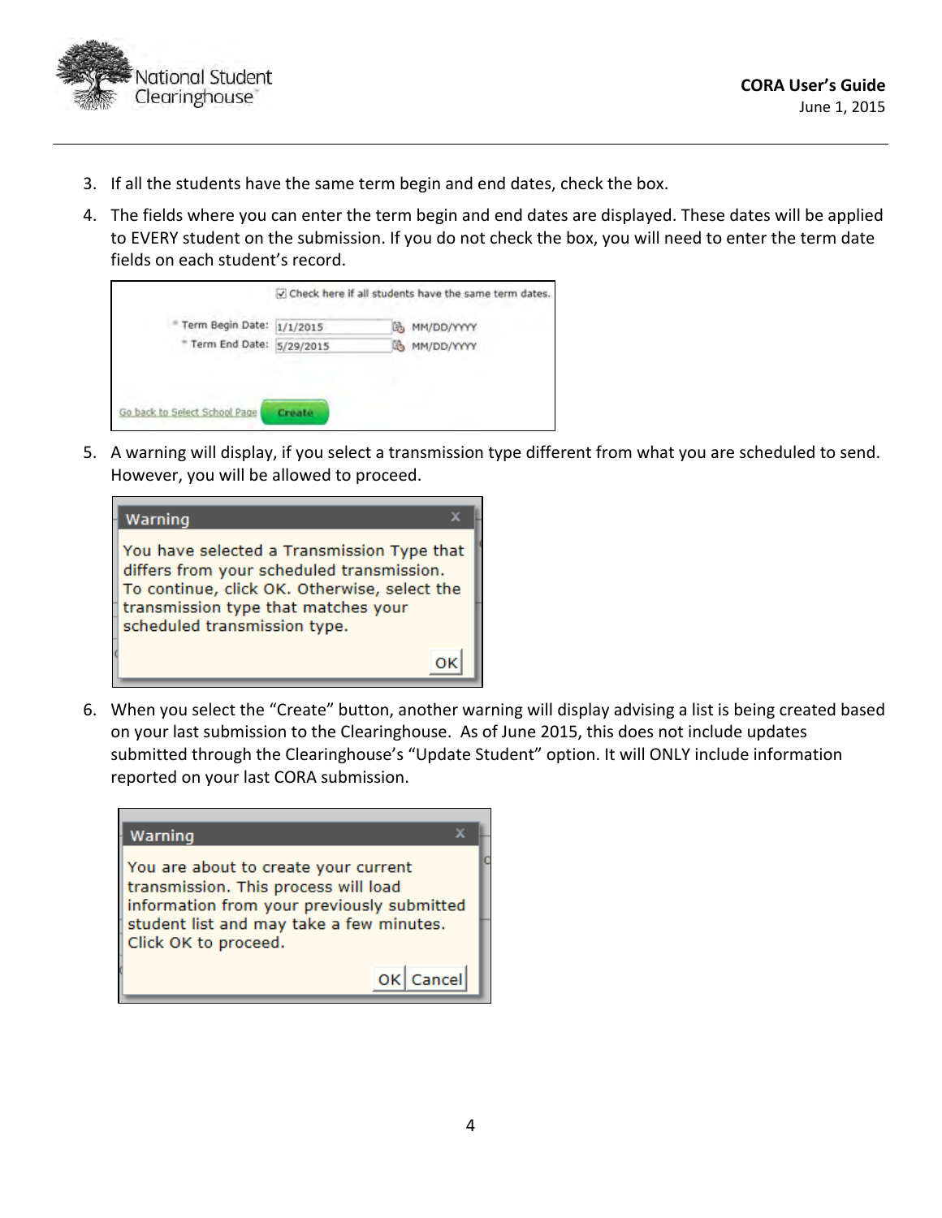3. If all the students have the same term begin and end dates, check the box.
4. The fields where you can enter the term begin and end dates are displayed. These dates will be applied to EVERY student on the submission. If you do not check the box, you will need to enter the term date fields on each student's record.

   ☑ Check here if all students have the same term dates.

   \* Term Begin Date: 1/1/2015 MM/DD/YYYY
   \* Term End Date: 5/29/2015 MM/DD/YYYY

   Go back to Select School Page | Create

5. A warning will display, if you select a transmission type different from what you are scheduled to send. However, you will be allowed to proceed.

   **Warning**

   You have selected a Transmission Type that differs from your scheduled transmission. To continue, click OK. Otherwise, select the transmission type that matches your scheduled transmission type.

   OK

6. When you select the "Create" button, another warning will display advising a list is being created based on your last submission to the Clearinghouse. As of June 2015, this does not include updates submitted through the Clearinghouse's "Update Student" option. It will ONLY include information reported on your last CORA submission.

   **Warning**

   You are about to create your current transmission. This process will load information from your previously submitted student list and may take a few minutes. Click OK to proceed.

   OK | Cancel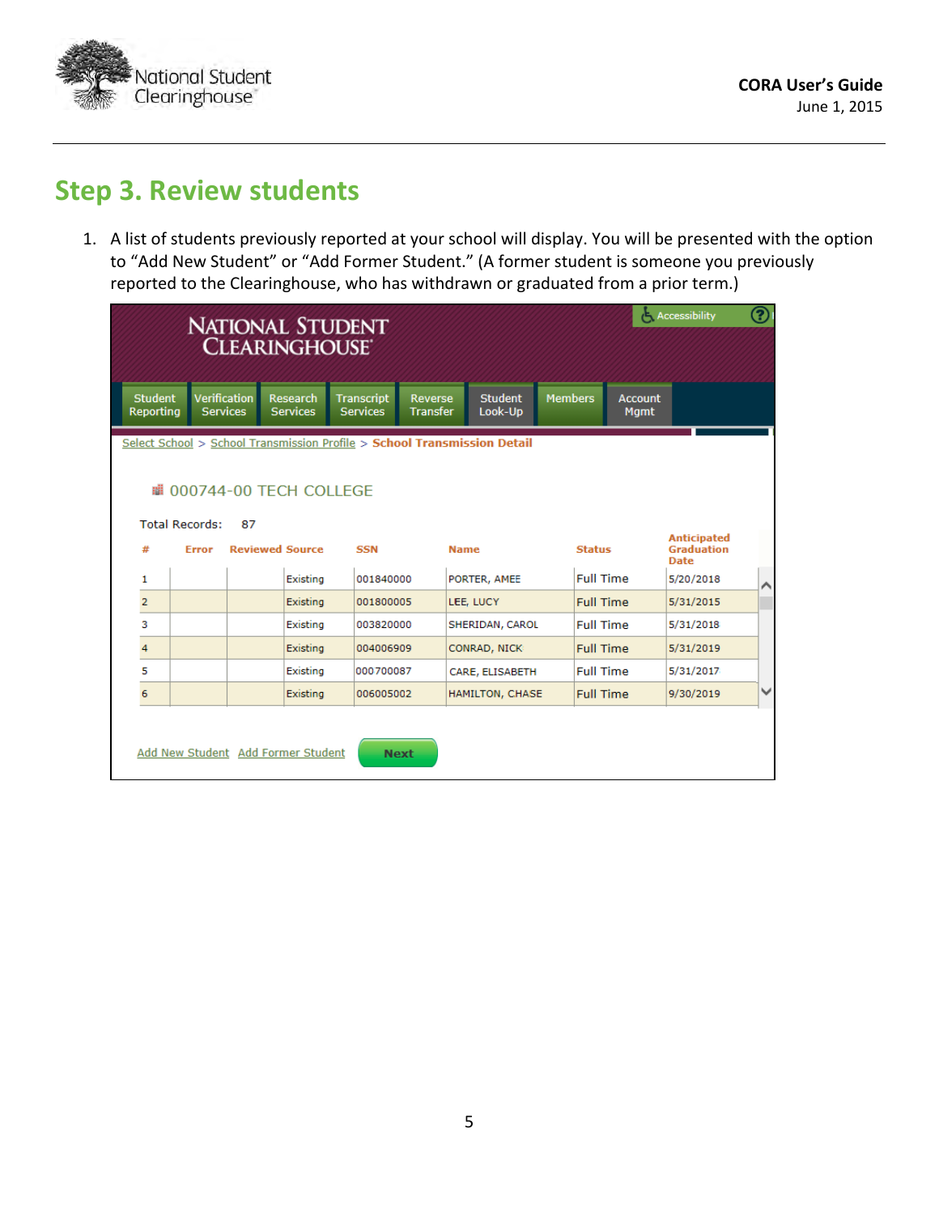## Step 3. Review students

1. A list of students previously reported at your school will display. You will be presented with the option to “Add New Student” or “Add Former Student.” (A former student is someone you previously reported to the Clearinghouse, who has withdrawn or graduated from a prior term.)

NATIONAL STUDENT CLEARINGHOUSE

Accessibility

Student Reporting | Verification Services | Research Services | Transcript Services | Reverse Transfer | Student Look-Up | Members | Account Mgmt

Select School > School Transmission Profile > **School Transmission Detail**

000744-00 TECH COLLEGE

Total Records: 87

| # | Error | Reviewed | Source | SSN | Name | Status | Anticipated Graduation Date |
|---|---|---|---|---|---|---|---|
| 1 | | | Existing | 001840000 | PORTER, AMEE | Full Time | 5/20/2018 |
| 2 | | | Existing | 001800005 | LEE, LUCY | Full Time | 5/31/2015 |
| 3 | | | Existing | 003820000 | SHERIDAN, CAROL | Full Time | 5/31/2018 |
| 4 | | | Existing | 004006909 | CONRAD, NICK | Full Time | 5/31/2019 |
| 5 | | | Existing | 000700087 | CARE, ELISABETH | Full Time | 5/31/2017 |
| 6 | | | Existing | 006005002 | HAMILTON, CHASE | Full Time | 9/30/2019 |

Add New Student  Add Former Student  Next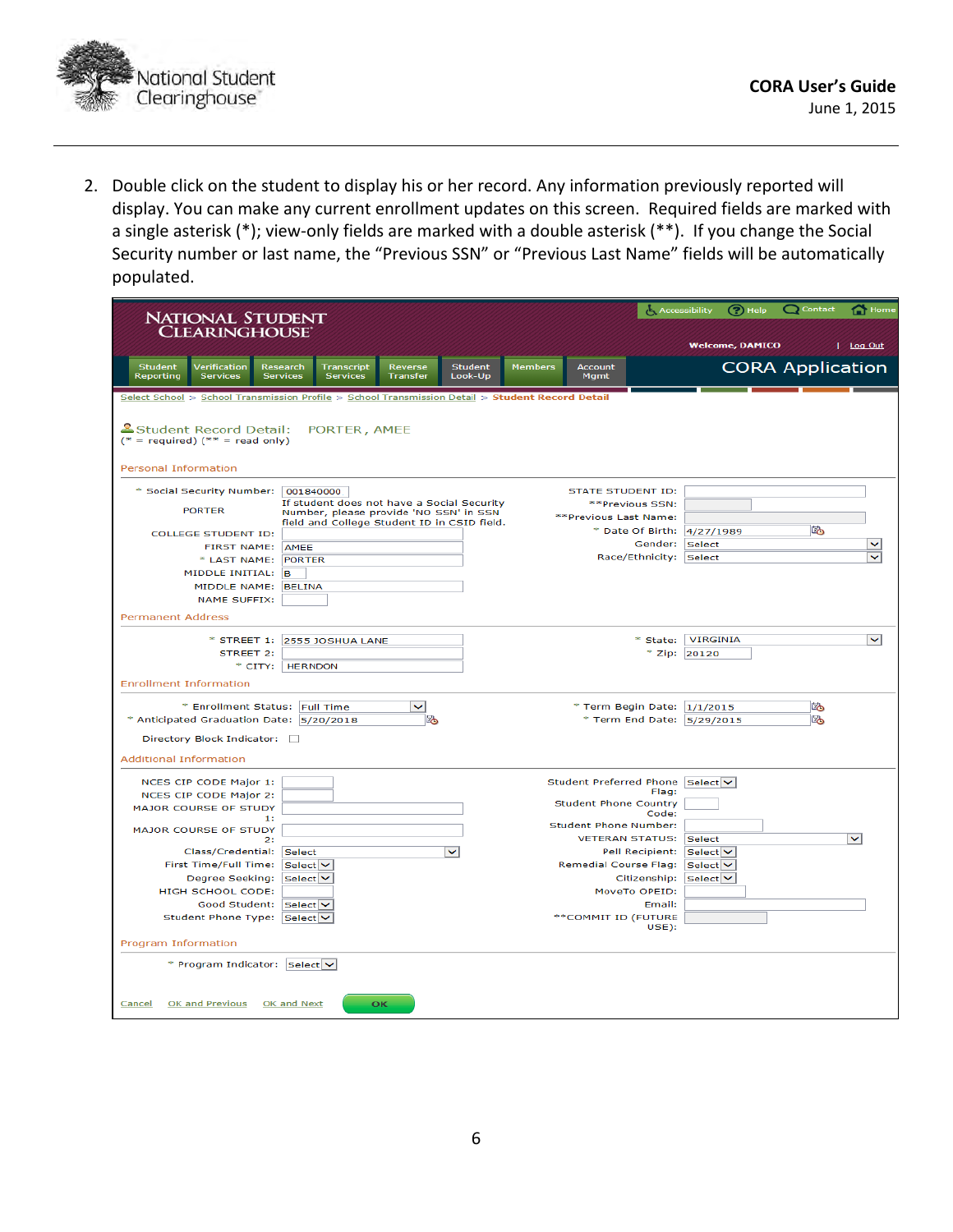2. Double click on the student to display his or her record. Any information previously reported will display. You can make any current enrollment updates on this screen. Required fields are marked with a single asterisk (*); view-only fields are marked with a double asterisk (**). If you change the Social Security number or last name, the "Previous SSN" or "Previous Last Name" fields will be automatically populated.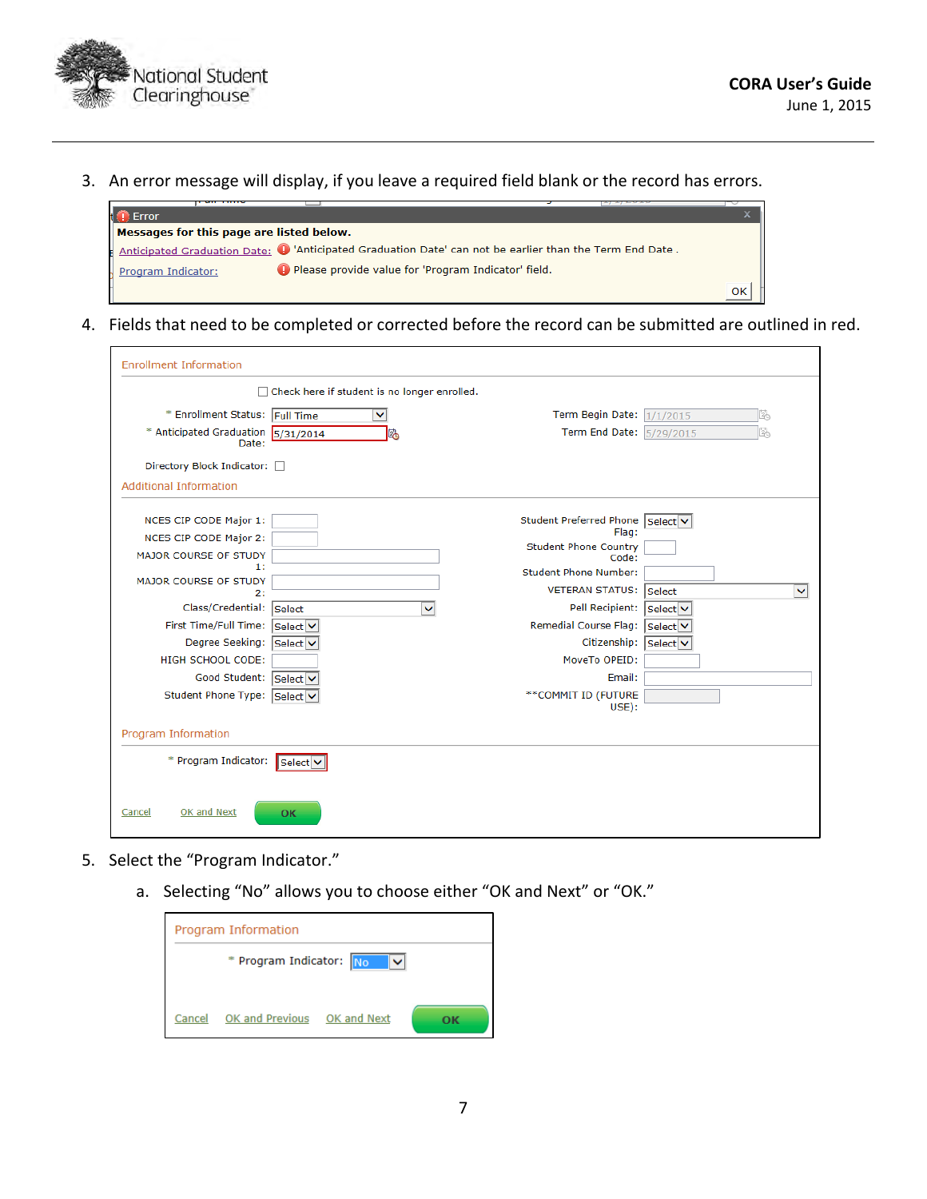3. An error message will display, if you leave a required field blank or the record has errors.

Error

**Messages for this page are listed below.**

Anticipated Graduation Date: 'Anticipated Graduation Date' can not be earlier than the Term End Date .

Program Indicator: Please provide value for 'Program Indicator' field.

OK

4. Fields that need to be completed or corrected before the record can be submitted are outlined in red.

Enrollment Information

Check here if student is no longer enrolled.

| | | | |
|---|---|---|---|
| * Enrollment Status: | Full Time | Term Begin Date: | 1/1/2015 |
| * Anticipated Graduation Date: | 5/31/2014 | Term End Date: | 5/29/2015 |
| Directory Block Indicator: | | | |

Additional Information

| | | | |
|---|---|---|---|
| NCES CIP CODE Major 1: | | Student Preferred Phone Flag: | Select |
| NCES CIP CODE Major 2: | | Student Phone Country Code: | |
| MAJOR COURSE OF STUDY 1: | | Student Phone Number: | |
| MAJOR COURSE OF STUDY 2: | | VETERAN STATUS: | Select |
| Class/Credential: | Select | Pell Recipient: | Select |
| First Time/Full Time: | Select | Remedial Course Flag: | Select |
| Degree Seeking: | Select | Citizenship: | Select |
| HIGH SCHOOL CODE: | | MoveTo OPEID: | |
| Good Student: | Select | Email: | |
| Student Phone Type: | Select | **COMMIT ID (FUTURE USE): | |

Program Information

* Program Indicator: Select

Cancel OK and Next OK

5. Select the "Program Indicator."

   a. Selecting "No" allows you to choose either "OK and Next" or "OK."

Program Information

* Program Indicator: No

Cancel OK and Previous OK and Next OK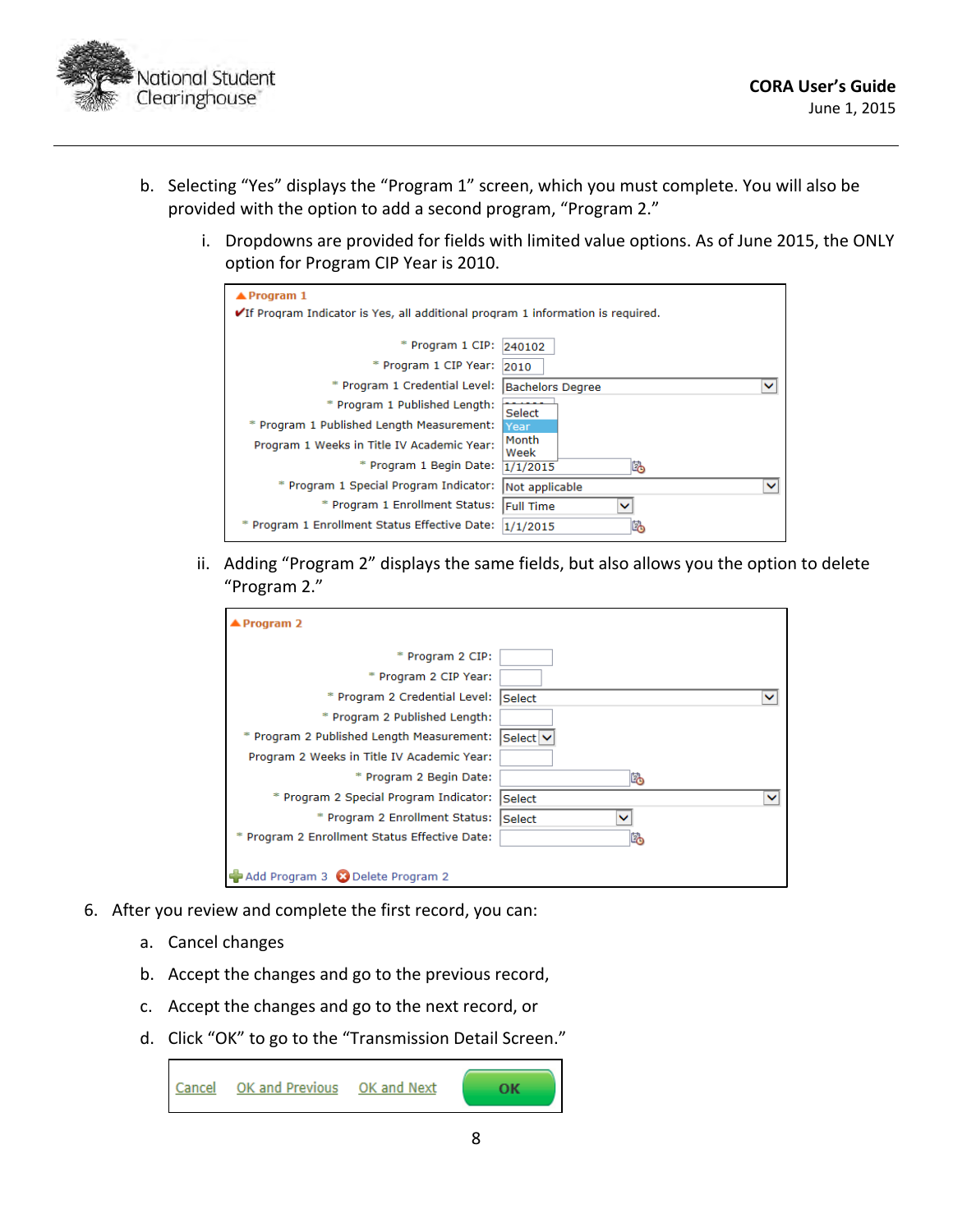b. Selecting "Yes" displays the "Program 1" screen, which you must complete. You will also be provided with the option to add a second program, "Program 2."

   i. Dropdowns are provided for fields with limited value options. As of June 2015, the ONLY option for Program CIP Year is 2010.

**Program 1**

✔If Program Indicator is Yes, all additional program 1 information is required.

| Field | Value |
|---|---|
| * Program 1 CIP: | 240102 |
| * Program 1 CIP Year: | 2010 |
| * Program 1 Credential Level: | Bachelors Degree |
| * Program 1 Published Length: | |
| * Program 1 Published Length Measurement: | Select / Year / Month / Week |
| Program 1 Weeks in Title IV Academic Year: | |
| * Program 1 Begin Date: | 1/1/2015 |
| * Program 1 Special Program Indicator: | Not applicable |
| * Program 1 Enrollment Status: | Full Time |
| * Program 1 Enrollment Status Effective Date: | 1/1/2015 |

   ii. Adding "Program 2" displays the same fields, but also allows you the option to delete "Program 2."

**Program 2**

| Field | Value |
|---|---|
| * Program 2 CIP: | |
| * Program 2 CIP Year: | |
| * Program 2 Credential Level: | Select |
| * Program 2 Published Length: | |
| * Program 2 Published Length Measurement: | Select |
| Program 2 Weeks in Title IV Academic Year: | |
| * Program 2 Begin Date: | |
| * Program 2 Special Program Indicator: | Select |
| * Program 2 Enrollment Status: | Select |
| * Program 2 Enrollment Status Effective Date: | |

Add Program 3 | Delete Program 2

6. After you review and complete the first record, you can:

   a. Cancel changes

   b. Accept the changes and go to the previous record,

   c. Accept the changes and go to the next record, or

   d. Click "OK" to go to the "Transmission Detail Screen."

Cancel | OK and Previous | OK and Next | OK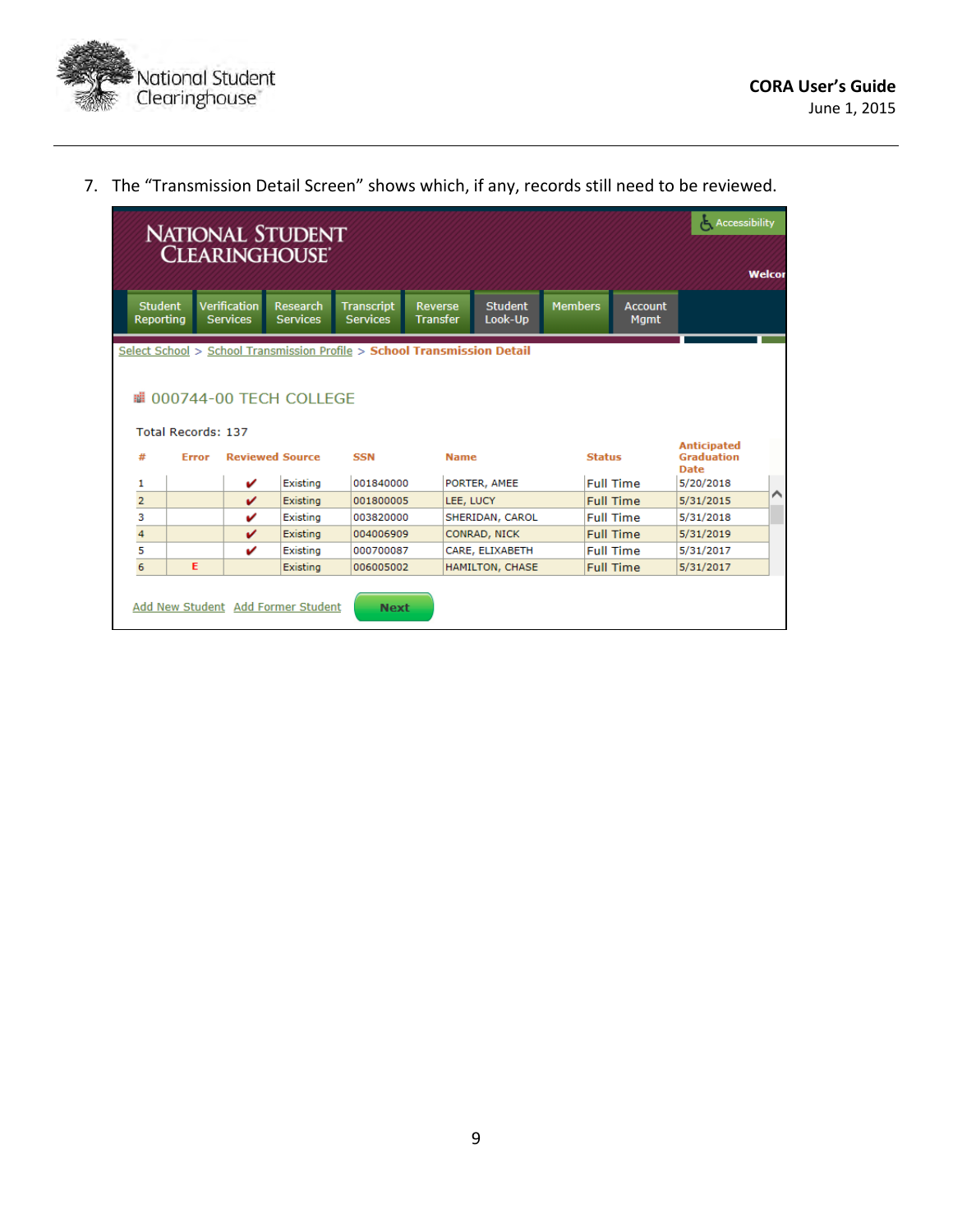7. The "Transmission Detail Screen" shows which, if any, records still need to be reviewed.

NATIONAL STUDENT CLEARINGHOUSE

Accessibility

Welcor

Student Reporting | Verification Services | Research Services | Transcript Services | Reverse Transfer | Student Look-Up | Members | Account Mgmt

Select School > School Transmission Profile > **School Transmission Detail**

000744-00 TECH COLLEGE

Total Records: 137

| # | Error | Reviewed | Source | SSN | Name | Status | Anticipated Graduation Date |
|---|---|---|---|---|---|---|---|
| 1 | | ✔ | Existing | 001840000 | PORTER, AMEE | Full Time | 5/20/2018 |
| 2 | | ✔ | Existing | 001800005 | LEE, LUCY | Full Time | 5/31/2015 |
| 3 | | ✔ | Existing | 003820000 | SHERIDAN, CAROL | Full Time | 5/31/2018 |
| 4 | | ✔ | Existing | 004006909 | CONRAD, NICK | Full Time | 5/31/2019 |
| 5 | | ✔ | Existing | 000700087 | CARE, ELIXABETH | Full Time | 5/31/2017 |
| 6 | E | | Existing | 006005002 | HAMILTON, CHASE | Full Time | 5/31/2017 |

Add New Student   Add Former Student   Next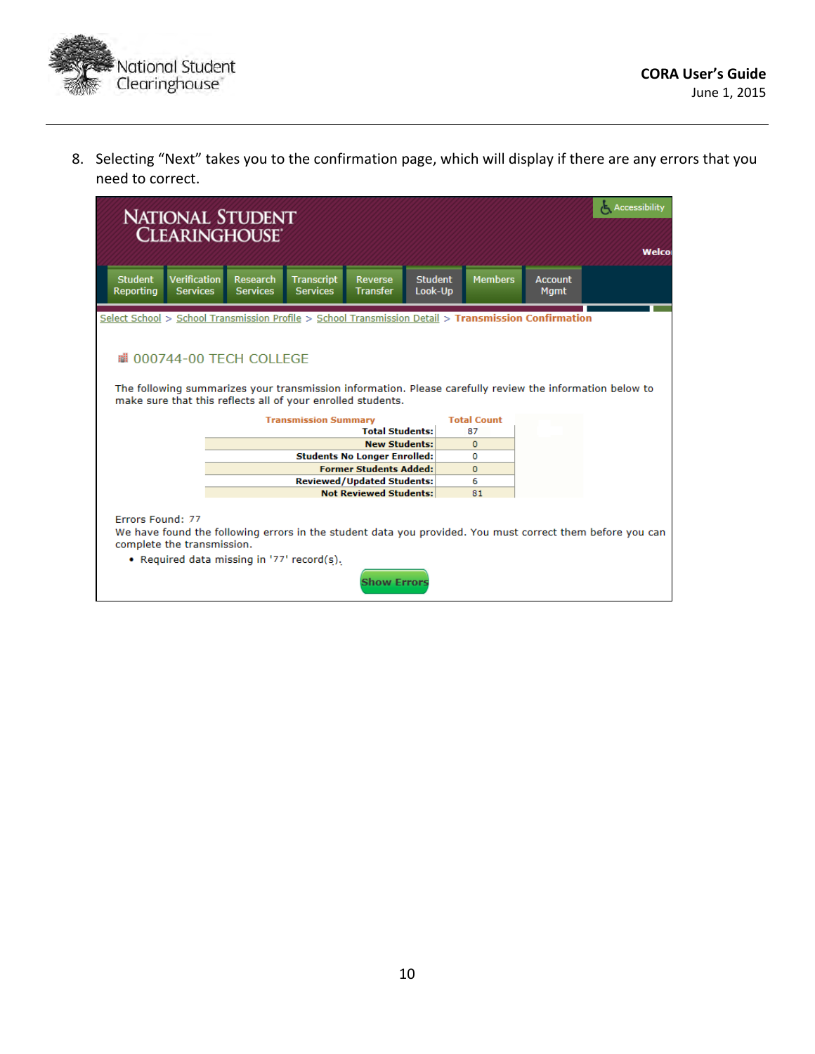8. Selecting "Next" takes you to the confirmation page, which will display if there are any errors that you need to correct.

NATIONAL STUDENT CLEARINGHOUSE

Accessibility

Welco

Student Reporting | Verification Services | Research Services | Transcript Services | Reverse Transfer | Student Look-Up | Members | Account Mgmt

Select School > School Transmission Profile > School Transmission Detail > **Transmission Confirmation**

000744-00 TECH COLLEGE

The following summarizes your transmission information. Please carefully review the information below to make sure that this reflects all of your enrolled students.

| Transmission Summary | Total Count |
|---|---|
| **Total Students:** | 87 |
| **New Students:** | 0 |
| **Students No Longer Enrolled:** | 0 |
| **Former Students Added:** | 0 |
| **Reviewed/Updated Students:** | 6 |
| **Not Reviewed Students:** | 81 |

Errors Found: 77

We have found the following errors in the student data you provided. You must correct them before you can complete the transmission.

- Required data missing in '77' record(s).

Show Errors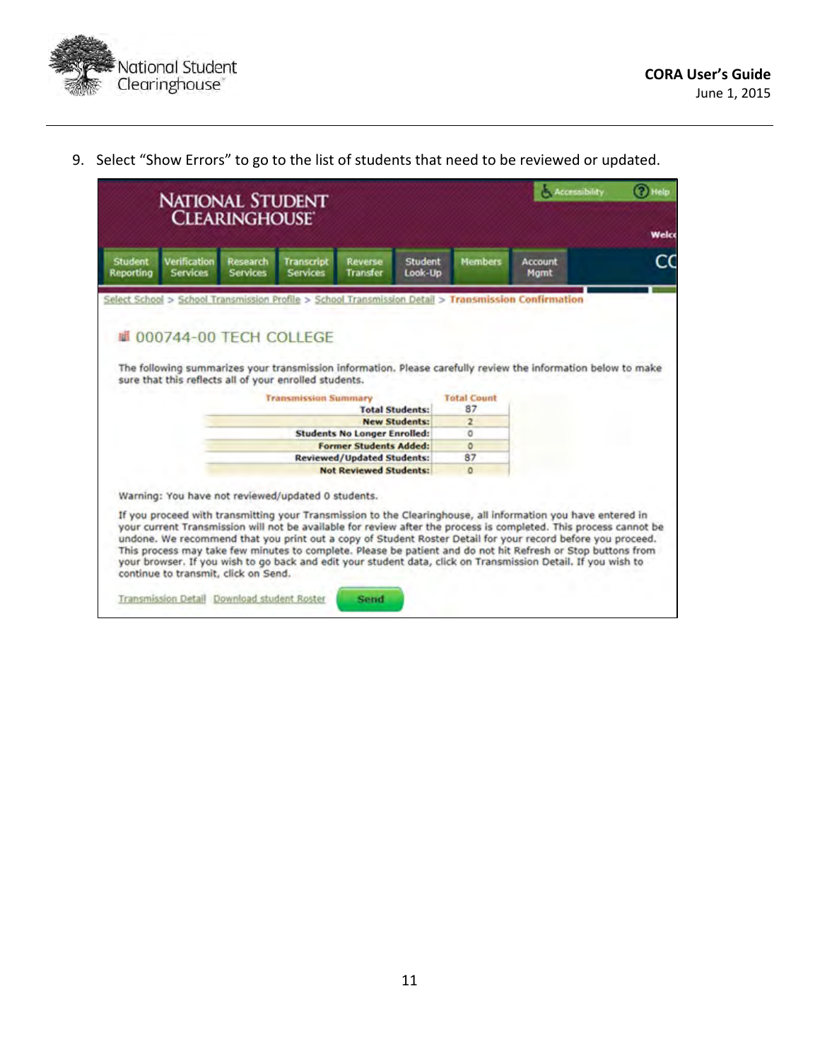9. Select "Show Errors" to go to the list of students that need to be reviewed or updated.

NATIONAL STUDENT CLEARINGHOUSE

Accessibility | Help

Student Reporting | Verification Services | Research Services | Transcript Services | Reverse Transfer | Student Look-Up | Members | Account Mgmt

Select School > School Transmission Profile > School Transmission Detail > **Transmission Confirmation**

## 000744-00 TECH COLLEGE

The following summarizes your transmission information. Please carefully review the information below to make sure that this reflects all of your enrolled students.

| Transmission Summary | Total Count |
|---|---|
| **Total Students:** | 87 |
| **New Students:** | 2 |
| **Students No Longer Enrolled:** | 0 |
| **Former Students Added:** | 0 |
| **Reviewed/Updated Students:** | 87 |
| **Not Reviewed Students:** | 0 |

Warning: You have not reviewed/updated 0 students.

If you proceed with transmitting your Transmission to the Clearinghouse, all information you have entered in your current Transmission will not be available for review after the process is completed. This process cannot be undone. We recommend that you print out a copy of Student Roster Detail for your record before you proceed. This process may take few minutes to complete. Please be patient and do not hit Refresh or Stop buttons from your browser. If you wish to go back and edit your student data, click on Transmission Detail. If you wish to continue to transmit, click on Send.

Transmission Detail | Download student Roster | Send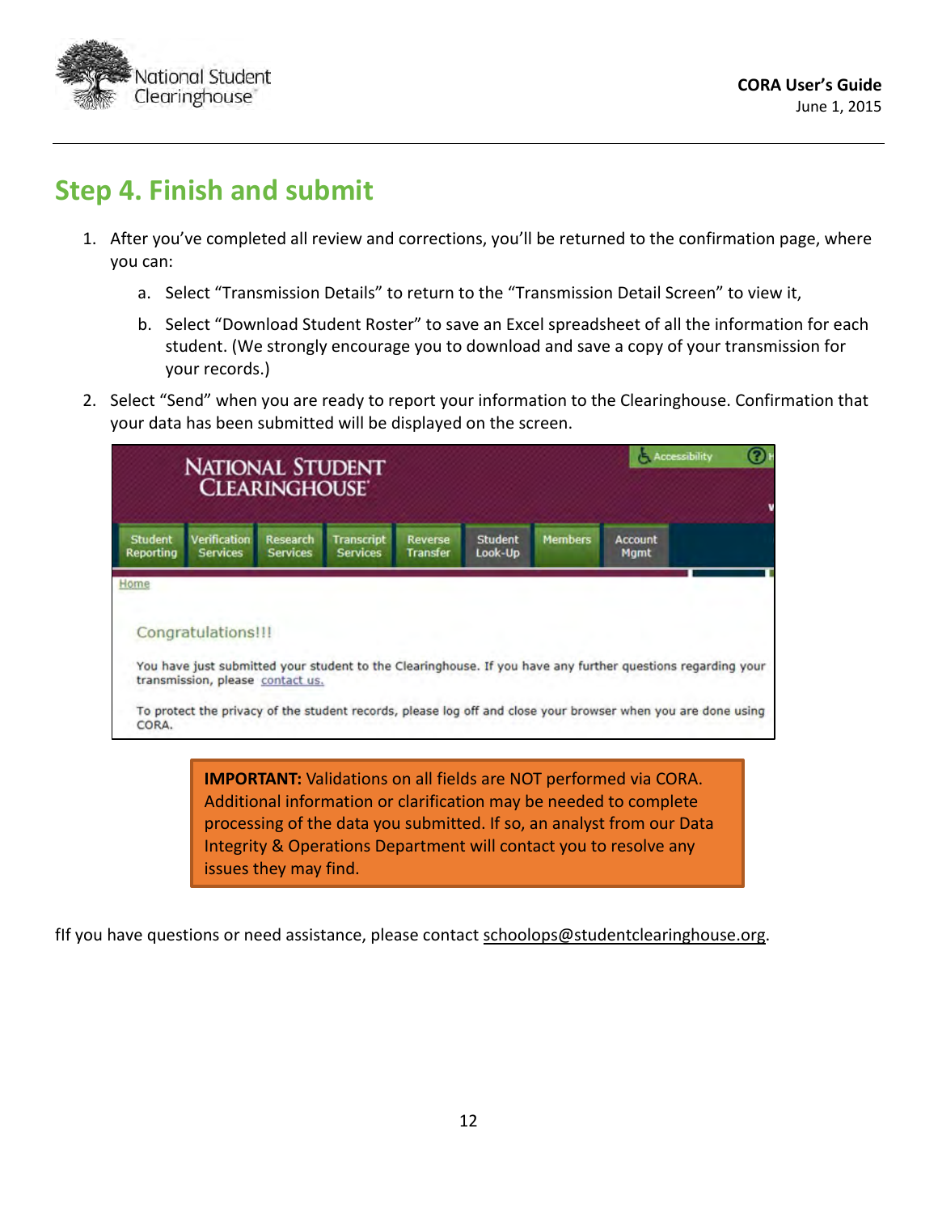## Step 4. Finish and submit

1. After you've completed all review and corrections, you'll be returned to the confirmation page, where you can:
   a. Select "Transmission Details" to return to the "Transmission Detail Screen" to view it,
   b. Select "Download Student Roster" to save an Excel spreadsheet of all the information for each student. (We strongly encourage you to download and save a copy of your transmission for your records.)
2. Select "Send" when you are ready to report your information to the Clearinghouse. Confirmation that your data has been submitted will be displayed on the screen.

> **IMPORTANT:** Validations on all fields are NOT performed via CORA. Additional information or clarification may be needed to complete processing of the data you submitted. If so, an analyst from our Data Integrity & Operations Department will contact you to resolve any issues they may find.

fIf you have questions or need assistance, please contact schoolops@studentclearinghouse.org.